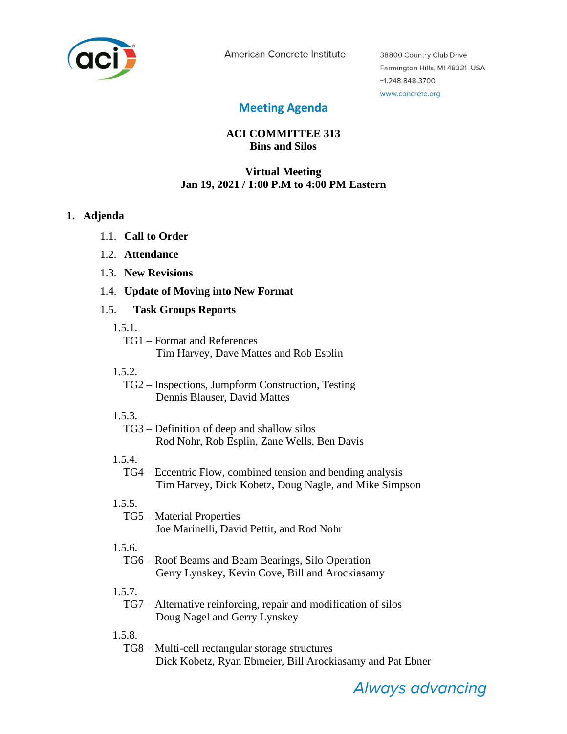American Concrete Institute

38800 Country Club Drive
Farmington Hills, MI 48331 USA
+1.248.848.3700
www.concrete.org

# Meeting Agenda

**ACI COMMITTEE 313**
**Bins and Silos**

**Virtual Meeting**
**Jan 19, 2021 / 1:00 P.M to 4:00 PM Eastern**

## 1. Adjenda

1.1. **Call to Order**

1.2. **Attendance**

1.3. **New Revisions**

1.4. **Update of Moving into New Format**

1.5. **Task Groups Reports**

1.5.1.
TG1 – Format and References
Tim Harvey, Dave Mattes and Rob Esplin

1.5.2.
TG2 – Inspections, Jumpform Construction, Testing
Dennis Blauser, David Mattes

1.5.3.
TG3 – Definition of deep and shallow silos
Rod Nohr, Rob Esplin, Zane Wells, Ben Davis

1.5.4.
TG4 – Eccentric Flow, combined tension and bending analysis
Tim Harvey, Dick Kobetz, Doug Nagle, and Mike Simpson

1.5.5.
TG5 – Material Properties
Joe Marinelli, David Pettit, and Rod Nohr

1.5.6.
TG6 – Roof Beams and Beam Bearings, Silo Operation
Gerry Lynskey, Kevin Cove, Bill and Arockiasamy

1.5.7.
TG7 – Alternative reinforcing, repair and modification of silos
Doug Nagel and Gerry Lynskey

1.5.8.
TG8 – Multi-cell rectangular storage structures
Dick Kobetz, Ryan Ebmeier, Bill Arockiasamy and Pat Ebner

*Always advancing*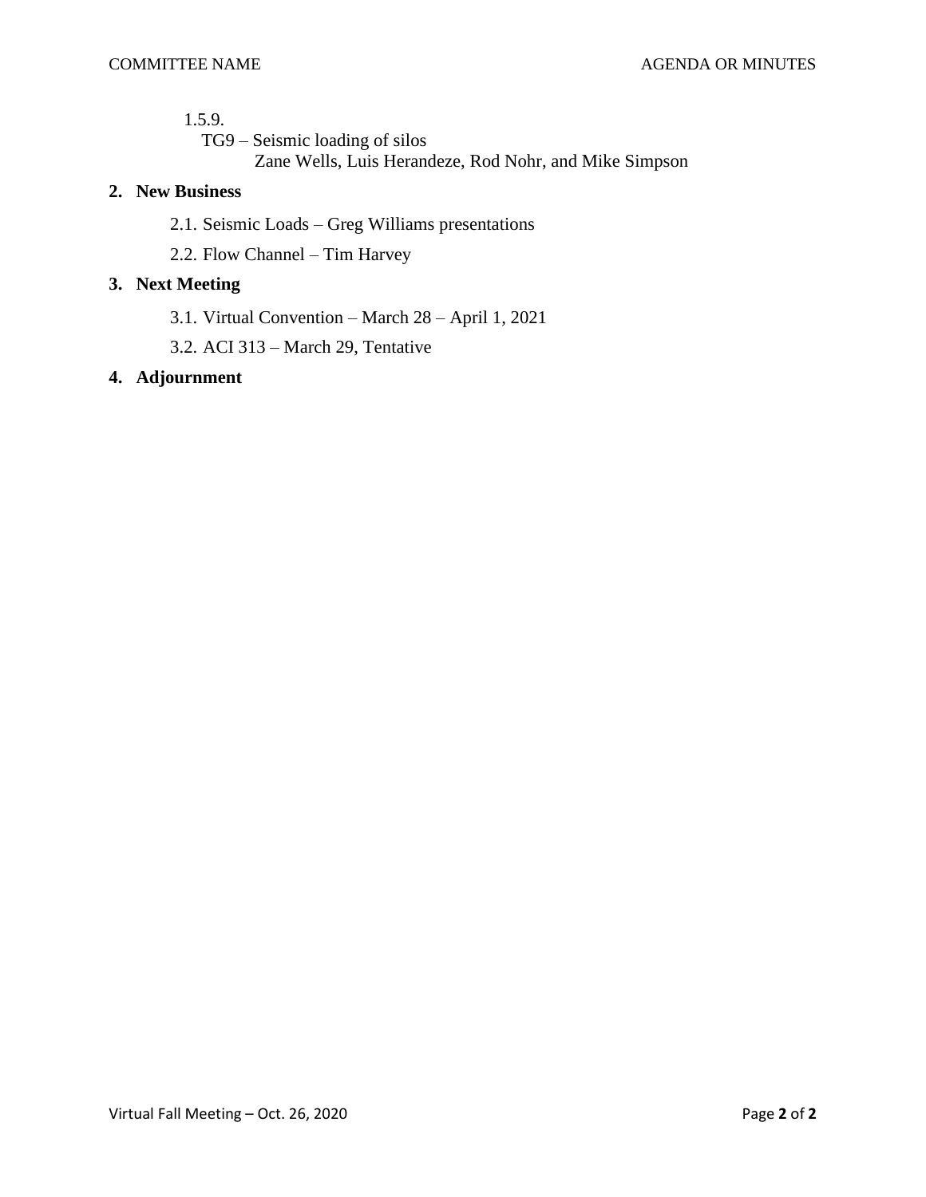1.5.9.
TG9 – Seismic loading of silos
Zane Wells, Luis Herandeze, Rod Nohr, and Mike Simpson

**2. New Business**

2.1. Seismic Loads – Greg Williams presentations

2.2. Flow Channel – Tim Harvey

**3. Next Meeting**

3.1. Virtual Convention – March 28 – April 1, 2021

3.2. ACI 313 – March 29, Tentative

**4. Adjournment**